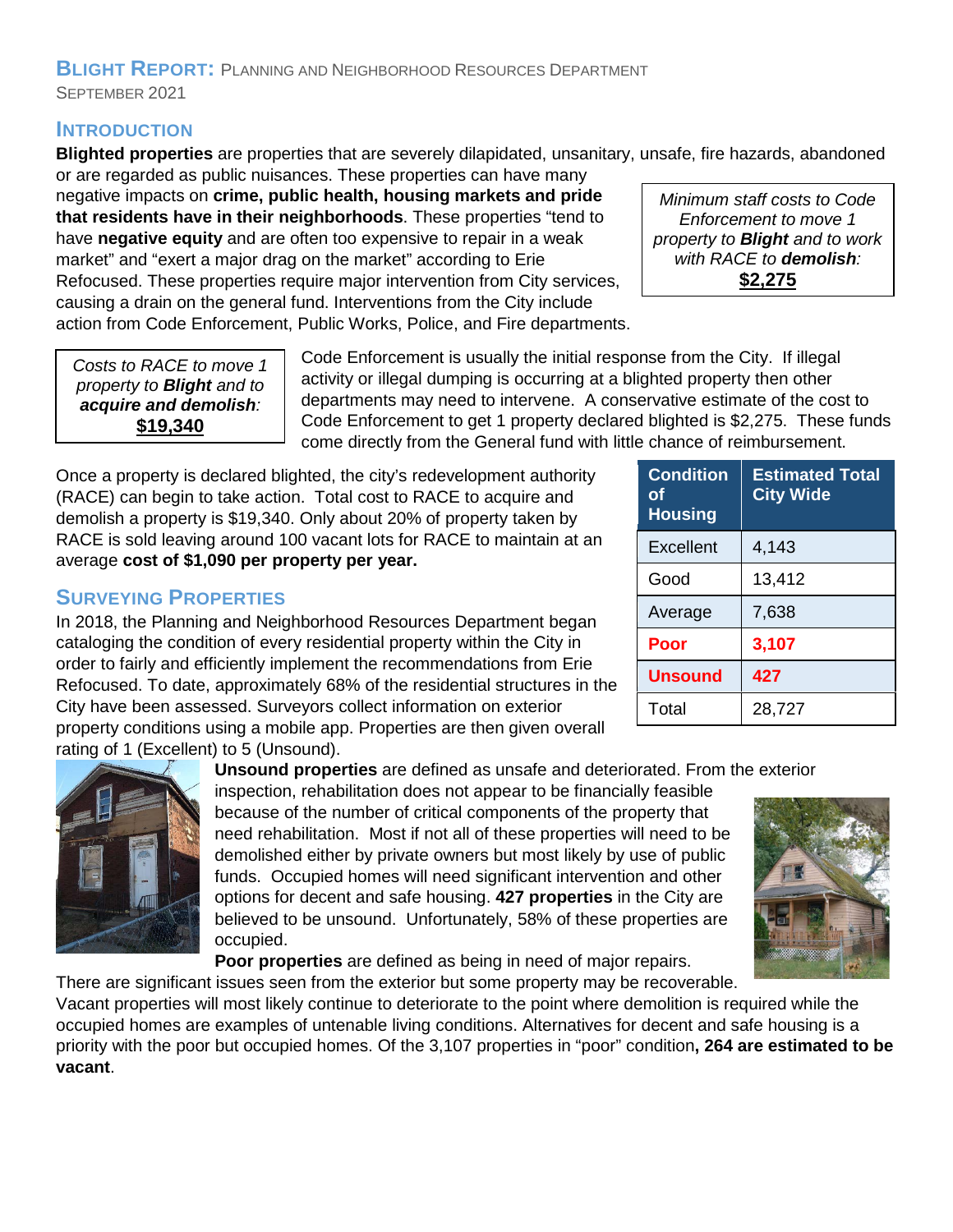# **BLIGHT REPORT:** PLANNING AND NEIGHBORHOOD RESOURCES DEPARTMENT

SEPTEMBER 2021

## INTRODUCTION

**Blighted properties** are properties that are severely dilapidated, unsanitary, unsafe, fire hazards, abandoned or are regarded as public nuisances. These properties can have many negative impacts on **crime, public health, housing markets and pride that residents have in their neighborhoods**. These properties "tend to have **negative equity** and are often too expensive to repair in a weak market" and "exert a major drag on the market" according to Erie Refocused. These properties require major intervention from City services, causing a drain on the general fund. Interventions from the City include action from Code Enforcement, Public Works, Police, and Fire departments.

> *Minimum staff costs to Code Enforcement to move 1 property to* ***Blight*** *and to work with RACE to* ***demolish****:*
> **$2,275**

> *Costs to RACE to move 1 property to* ***Blight*** *and to* ***acquire and demolish****:*
> **$19,340**

Code Enforcement is usually the initial response from the City. If illegal activity or illegal dumping is occurring at a blighted property then other departments may need to intervene. A conservative estimate of the cost to Code Enforcement to get 1 property declared blighted is $2,275. These funds come directly from the General fund with little chance of reimbursement.

Once a property is declared blighted, the city's redevelopment authority (RACE) can begin to take action. Total cost to RACE to acquire and demolish a property is $19,340. Only about 20% of property taken by RACE is sold leaving around 100 vacant lots for RACE to maintain at an average **cost of $1,090 per property per year.**

| Condition of Housing | Estimated Total City Wide |
|---|---|
| Excellent | 4,143 |
| Good | 13,412 |
| Average | 7,638 |
| **Poor** | **3,107** |
| **Unsound** | **427** |
| Total | 28,727 |

## SURVEYING PROPERTIES

In 2018, the Planning and Neighborhood Resources Department began cataloging the condition of every residential property within the City in order to fairly and efficiently implement the recommendations from Erie Refocused. To date, approximately 68% of the residential structures in the City have been assessed. Surveyors collect information on exterior property conditions using a mobile app. Properties are then given overall rating of 1 (Excellent) to 5 (Unsound).

**Unsound properties** are defined as unsafe and deteriorated. From the exterior inspection, rehabilitation does not appear to be financially feasible because of the number of critical components of the property that need rehabilitation. Most if not all of these properties will need to be demolished either by private owners but most likely by use of public funds. Occupied homes will need significant intervention and other options for decent and safe housing. **427 properties** in the City are believed to be unsound. Unfortunately, 58% of these properties are occupied.

**Poor properties** are defined as being in need of major repairs. There are significant issues seen from the exterior but some property may be recoverable. Vacant properties will most likely continue to deteriorate to the point where demolition is required while the occupied homes are examples of untenable living conditions. Alternatives for decent and safe housing is a priority with the poor but occupied homes. Of the 3,107 properties in "poor" condition**, 264 are estimated to be vacant**.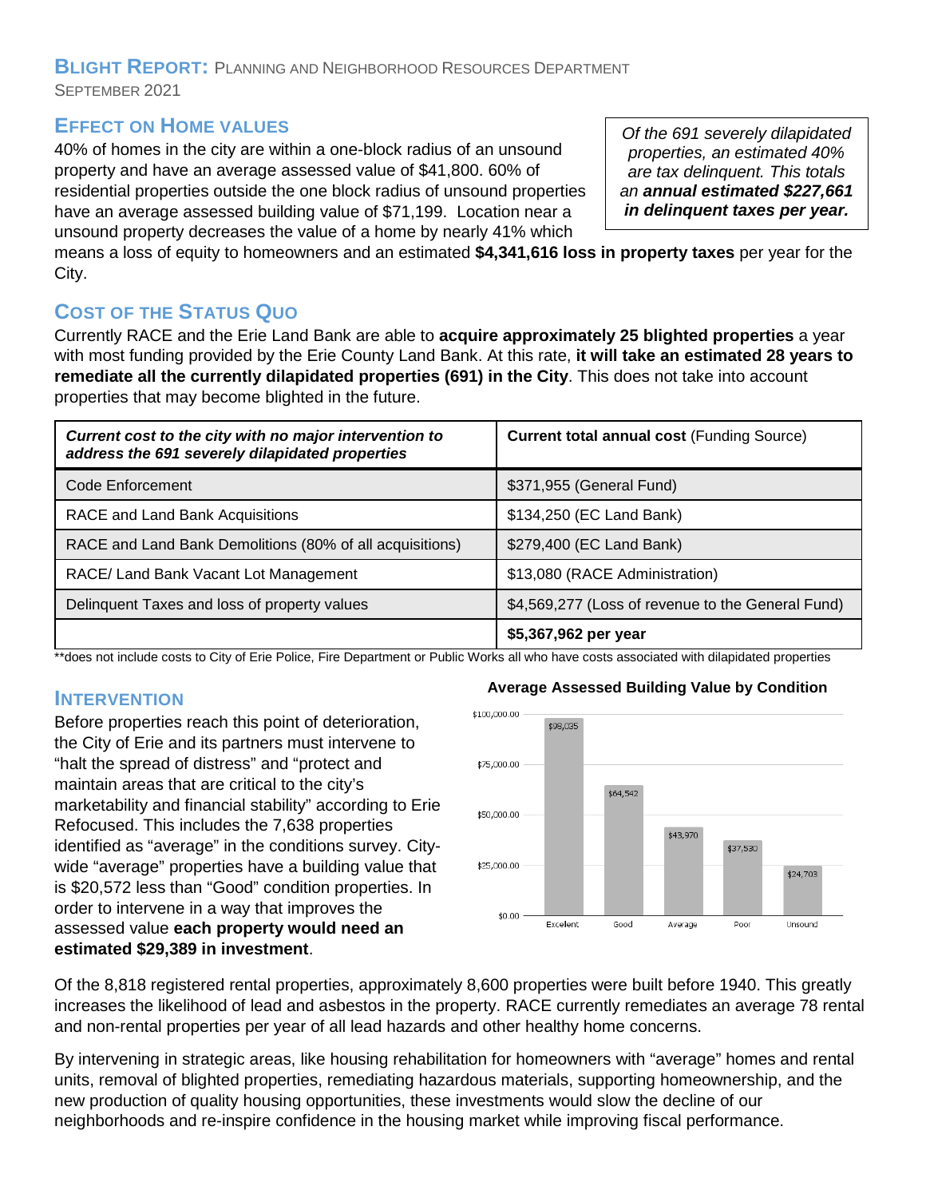# **Blight Report:** Planning and Neighborhood Resources Department

September 2021

## Effect on Home Values

*Of the 691 severely dilapidated properties, an estimated 40% are tax delinquent. This totals an **annual estimated $227,661 in delinquent taxes per year.***

40% of homes in the city are within a one-block radius of an unsound property and have an average assessed value of $41,800. 60% of residential properties outside the one block radius of unsound properties have an average assessed building value of $71,199. Location near a unsound property decreases the value of a home by nearly 41% which means a loss of equity to homeowners and an estimated **$4,341,616 loss in property taxes** per year for the City.

## Cost of the Status Quo

Currently RACE and the Erie Land Bank are able to **acquire approximately 25 blighted properties** a year with most funding provided by the Erie County Land Bank. At this rate, **it will take an estimated 28 years to remediate all the currently dilapidated properties (691) in the City**. This does not take into account properties that may become blighted in the future.

| ***Current cost to the city with no major intervention to address the 691 severely dilapidated properties*** | **Current total annual cost** (Funding Source) |
|---|---|
| Code Enforcement | $371,955 (General Fund) |
| RACE and Land Bank Acquisitions | $134,250 (EC Land Bank) |
| RACE and Land Bank Demolitions (80% of all acquisitions) | $279,400 (EC Land Bank) |
| RACE/ Land Bank Vacant Lot Management | $13,080 (RACE Administration) |
| Delinquent Taxes and loss of property values | $4,569,277 (Loss of revenue to the General Fund) |
| | **$5,367,962 per year** |

**does not include costs to City of Erie Police, Fire Department or Public Works all who have costs associated with dilapidated properties

## Intervention

Before properties reach this point of deterioration, the City of Erie and its partners must intervene to "halt the spread of distress" and "protect and maintain areas that are critical to the city's marketability and financial stability" according to Erie Refocused. This includes the 7,638 properties identified as "average" in the conditions survey. City-wide "average" properties have a building value that is $20,572 less than "Good" condition properties. In order to intervene in a way that improves the assessed value **each property would need an estimated $29,389 in investment**.

**Average Assessed Building Value by Condition**

$100,000.00
$75,000.00
$50,000.00
$25,000.00
$0.00

$98,035
$64,542
$43,970
$37,530
$24,703

Excelent
Good
Average
Poor
Unsound

Of the 8,818 registered rental properties, approximately 8,600 properties were built before 1940. This greatly increases the likelihood of lead and asbestos in the property. RACE currently remediates an average 78 rental and non-rental properties per year of all lead hazards and other healthy home concerns.

By intervening in strategic areas, like housing rehabilitation for homeowners with "average" homes and rental units, removal of blighted properties, remediating hazardous materials, supporting homeownership, and the new production of quality housing opportunities, these investments would slow the decline of our neighborhoods and re-inspire confidence in the housing market while improving fiscal performance.